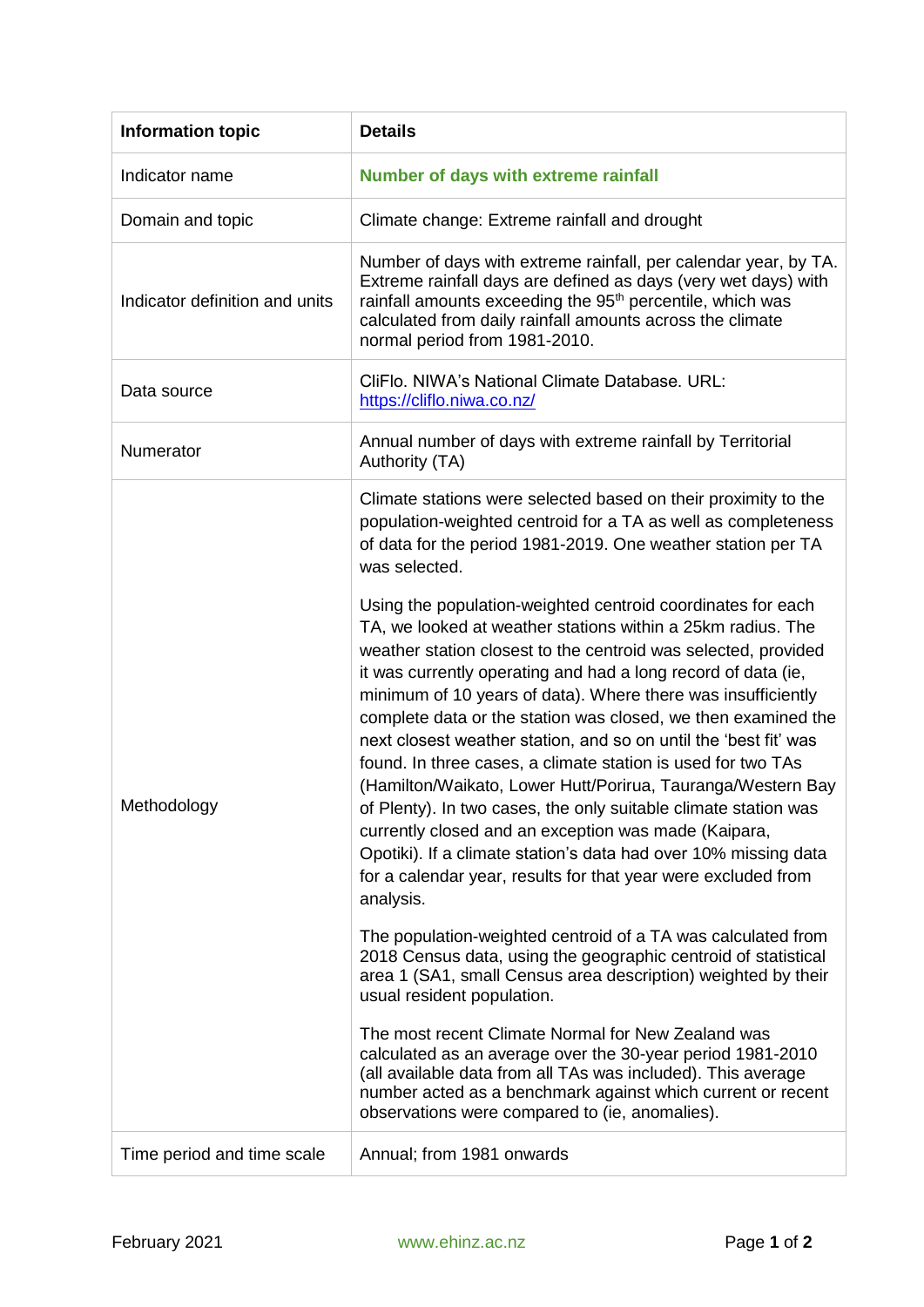| Information topic | Details |
| --- | --- |
| Indicator name | **Number of days with extreme rainfall** |
| Domain and topic | Climate change: Extreme rainfall and drought |
| Indicator definition and units | Number of days with extreme rainfall, per calendar year, by TA. Extreme rainfall days are defined as days (very wet days) with rainfall amounts exceeding the 95th percentile, which was calculated from daily rainfall amounts across the climate normal period from 1981-2010. |
| Data source | CliFlo. NIWA's National Climate Database. URL: https://cliflo.niwa.co.nz/ |
| Numerator | Annual number of days with extreme rainfall by Territorial Authority (TA) |
| Methodology | Climate stations were selected based on their proximity to the population-weighted centroid for a TA as well as completeness of data for the period 1981-2019. One weather station per TA was selected.<br><br>Using the population-weighted centroid coordinates for each TA, we looked at weather stations within a 25km radius. The weather station closest to the centroid was selected, provided it was currently operating and had a long record of data (ie, minimum of 10 years of data). Where there was insufficiently complete data or the station was closed, we then examined the next closest weather station, and so on until the 'best fit' was found. In three cases, a climate station is used for two TAs (Hamilton/Waikato, Lower Hutt/Porirua, Tauranga/Western Bay of Plenty). In two cases, the only suitable climate station was currently closed and an exception was made (Kaipara, Opotiki). If a climate station's data had over 10% missing data for a calendar year, results for that year were excluded from analysis.<br><br>The population-weighted centroid of a TA was calculated from 2018 Census data, using the geographic centroid of statistical area 1 (SA1, small Census area description) weighted by their usual resident population.<br><br>The most recent Climate Normal for New Zealand was calculated as an average over the 30-year period 1981-2010 (all available data from all TAs was included). This average number acted as a benchmark against which current or recent observations were compared to (ie, anomalies). |
| Time period and time scale | Annual; from 1981 onwards |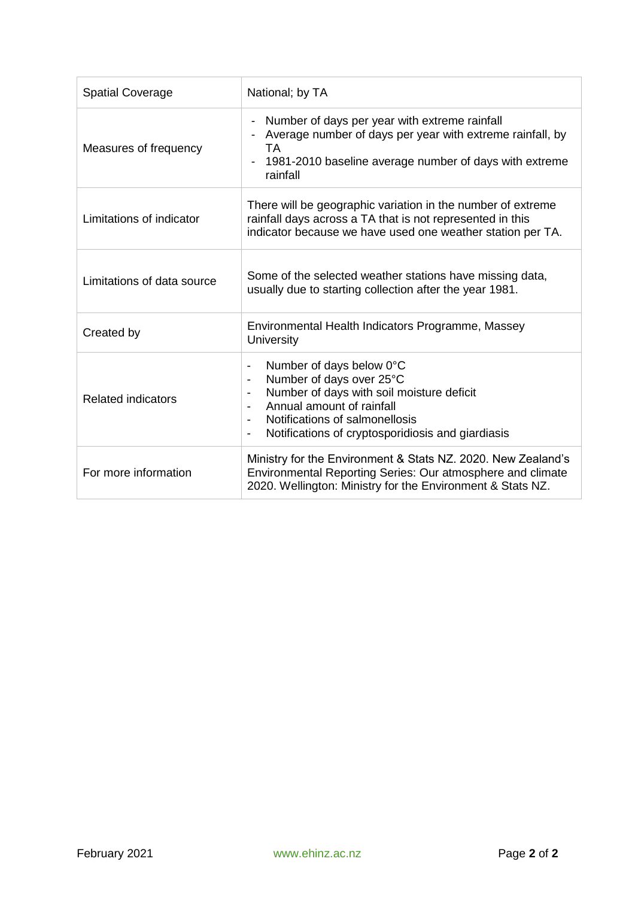| | |
|---|---|
| Spatial Coverage | National; by TA |
| Measures of frequency | - Number of days per year with extreme rainfall<br>- Average number of days per year with extreme rainfall, by TA<br>- 1981-2010 baseline average number of days with extreme rainfall |
| Limitations of indicator | There will be geographic variation in the number of extreme rainfall days across a TA that is not represented in this indicator because we have used one weather station per TA. |
| Limitations of data source | Some of the selected weather stations have missing data, usually due to starting collection after the year 1981. |
| Created by | Environmental Health Indicators Programme, Massey University |
| Related indicators | - Number of days below 0°C<br>- Number of days over 25°C<br>- Number of days with soil moisture deficit<br>- Annual amount of rainfall<br>- Notifications of salmonellosis<br>- Notifications of cryptosporidiosis and giardiasis |
| For more information | Ministry for the Environment & Stats NZ. 2020. New Zealand's Environmental Reporting Series: Our atmosphere and climate 2020. Wellington: Ministry for the Environment & Stats NZ. |

February 2021 www.ehinz.ac.nz